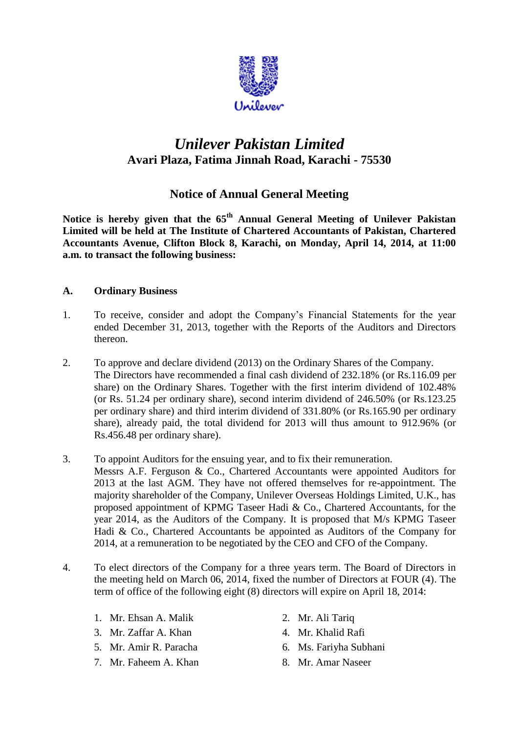# *Unilever Pakistan Limited*

## Avari Plaza, Fatima Jinnah Road, Karachi - 75530

## Notice of Annual General Meeting

**Notice is hereby given that the 65th Annual General Meeting of Unilever Pakistan Limited will be held at The Institute of Chartered Accountants of Pakistan, Chartered Accountants Avenue, Clifton Block 8, Karachi, on Monday, April 14, 2014, at 11:00 a.m. to transact the following business:**

### A. Ordinary Business

1. To receive, consider and adopt the Company's Financial Statements for the year ended December 31, 2013, together with the Reports of the Auditors and Directors thereon.

2. To approve and declare dividend (2013) on the Ordinary Shares of the Company. The Directors have recommended a final cash dividend of 232.18% (or Rs.116.09 per share) on the Ordinary Shares. Together with the first interim dividend of 102.48% (or Rs. 51.24 per ordinary share), second interim dividend of 246.50% (or Rs.123.25 per ordinary share) and third interim dividend of 331.80% (or Rs.165.90 per ordinary share), already paid, the total dividend for 2013 will thus amount to 912.96% (or Rs.456.48 per ordinary share).

3. To appoint Auditors for the ensuing year, and to fix their remuneration. Messrs A.F. Ferguson & Co., Chartered Accountants were appointed Auditors for 2013 at the last AGM. They have not offered themselves for re-appointment. The majority shareholder of the Company, Unilever Overseas Holdings Limited, U.K., has proposed appointment of KPMG Taseer Hadi & Co., Chartered Accountants, for the year 2014, as the Auditors of the Company. It is proposed that M/s KPMG Taseer Hadi & Co., Chartered Accountants be appointed as Auditors of the Company for 2014, at a remuneration to be negotiated by the CEO and CFO of the Company.

4. To elect directors of the Company for a three years term. The Board of Directors in the meeting held on March 06, 2014, fixed the number of Directors at FOUR (4). The term of office of the following eight (8) directors will expire on April 18, 2014:

   1. Mr. Ehsan A. Malik
   2. Mr. Ali Tariq
   3. Mr. Zaffar A. Khan
   4. Mr. Khalid Rafi
   5. Mr. Amir R. Paracha
   6. Ms. Fariyha Subhani
   7. Mr. Faheem A. Khan
   8. Mr. Amar Naseer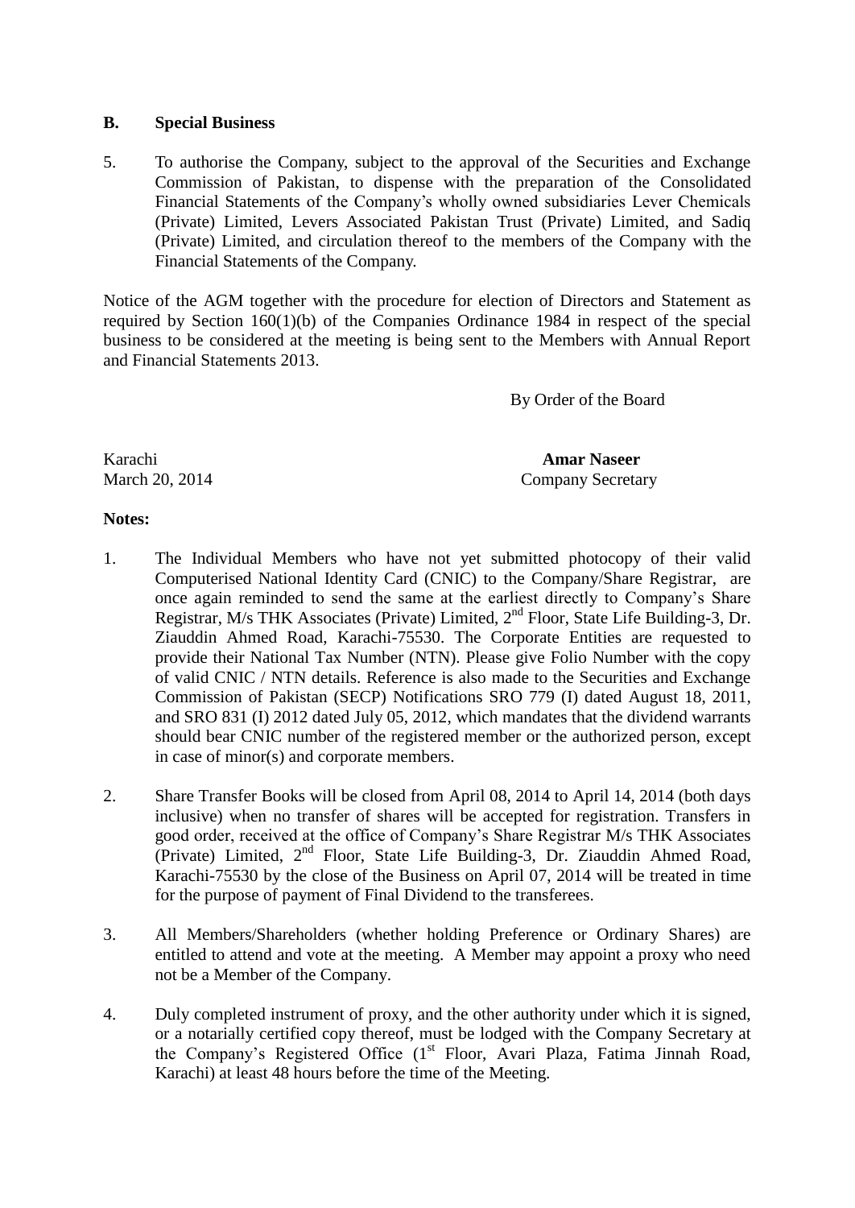## B. Special Business

5. To authorise the Company, subject to the approval of the Securities and Exchange Commission of Pakistan, to dispense with the preparation of the Consolidated Financial Statements of the Company's wholly owned subsidiaries Lever Chemicals (Private) Limited, Levers Associated Pakistan Trust (Private) Limited, and Sadiq (Private) Limited, and circulation thereof to the members of the Company with the Financial Statements of the Company.

Notice of the AGM together with the procedure for election of Directors and Statement as required by Section 160(1)(b) of the Companies Ordinance 1984 in respect of the special business to be considered at the meeting is being sent to the Members with Annual Report and Financial Statements 2013.

By Order of the Board

Karachi
March 20, 2014

**Amar Naseer**
Company Secretary

**Notes:**

1. The Individual Members who have not yet submitted photocopy of their valid Computerised National Identity Card (CNIC) to the Company/Share Registrar, are once again reminded to send the same at the earliest directly to Company's Share Registrar, M/s THK Associates (Private) Limited, 2nd Floor, State Life Building-3, Dr. Ziauddin Ahmed Road, Karachi-75530. The Corporate Entities are requested to provide their National Tax Number (NTN). Please give Folio Number with the copy of valid CNIC / NTN details. Reference is also made to the Securities and Exchange Commission of Pakistan (SECP) Notifications SRO 779 (I) dated August 18, 2011, and SRO 831 (I) 2012 dated July 05, 2012, which mandates that the dividend warrants should bear CNIC number of the registered member or the authorized person, except in case of minor(s) and corporate members.

2. Share Transfer Books will be closed from April 08, 2014 to April 14, 2014 (both days inclusive) when no transfer of shares will be accepted for registration. Transfers in good order, received at the office of Company's Share Registrar M/s THK Associates (Private) Limited, 2nd Floor, State Life Building-3, Dr. Ziauddin Ahmed Road, Karachi-75530 by the close of the Business on April 07, 2014 will be treated in time for the purpose of payment of Final Dividend to the transferees.

3. All Members/Shareholders (whether holding Preference or Ordinary Shares) are entitled to attend and vote at the meeting. A Member may appoint a proxy who need not be a Member of the Company.

4. Duly completed instrument of proxy, and the other authority under which it is signed, or a notarially certified copy thereof, must be lodged with the Company Secretary at the Company's Registered Office (1st Floor, Avari Plaza, Fatima Jinnah Road, Karachi) at least 48 hours before the time of the Meeting.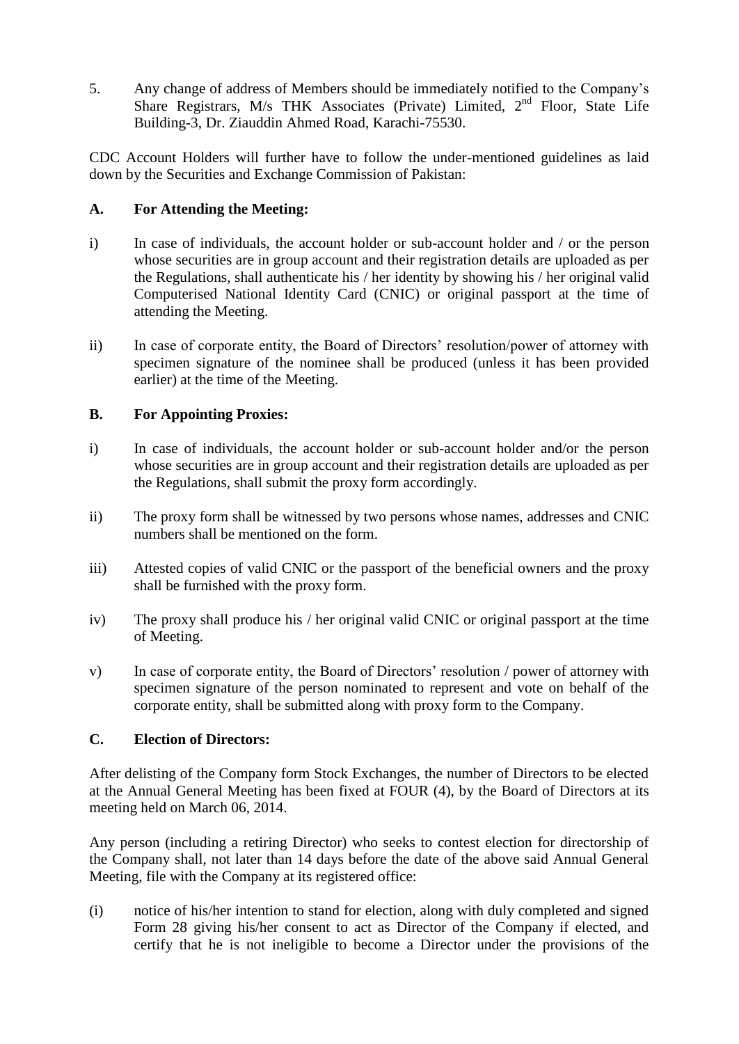5. Any change of address of Members should be immediately notified to the Company's Share Registrars, M/s THK Associates (Private) Limited, 2nd Floor, State Life Building-3, Dr. Ziauddin Ahmed Road, Karachi-75530.

CDC Account Holders will further have to follow the under-mentioned guidelines as laid down by the Securities and Exchange Commission of Pakistan:

**A. For Attending the Meeting:**

i) In case of individuals, the account holder or sub-account holder and / or the person whose securities are in group account and their registration details are uploaded as per the Regulations, shall authenticate his / her identity by showing his / her original valid Computerised National Identity Card (CNIC) or original passport at the time of attending the Meeting.

ii) In case of corporate entity, the Board of Directors' resolution/power of attorney with specimen signature of the nominee shall be produced (unless it has been provided earlier) at the time of the Meeting.

**B. For Appointing Proxies:**

i) In case of individuals, the account holder or sub-account holder and/or the person whose securities are in group account and their registration details are uploaded as per the Regulations, shall submit the proxy form accordingly.

ii) The proxy form shall be witnessed by two persons whose names, addresses and CNIC numbers shall be mentioned on the form.

iii) Attested copies of valid CNIC or the passport of the beneficial owners and the proxy shall be furnished with the proxy form.

iv) The proxy shall produce his / her original valid CNIC or original passport at the time of Meeting.

v) In case of corporate entity, the Board of Directors' resolution / power of attorney with specimen signature of the person nominated to represent and vote on behalf of the corporate entity, shall be submitted along with proxy form to the Company.

**C. Election of Directors:**

After delisting of the Company form Stock Exchanges, the number of Directors to be elected at the Annual General Meeting has been fixed at FOUR (4), by the Board of Directors at its meeting held on March 06, 2014.

Any person (including a retiring Director) who seeks to contest election for directorship of the Company shall, not later than 14 days before the date of the above said Annual General Meeting, file with the Company at its registered office:

(i) notice of his/her intention to stand for election, along with duly completed and signed Form 28 giving his/her consent to act as Director of the Company if elected, and certify that he is not ineligible to become a Director under the provisions of the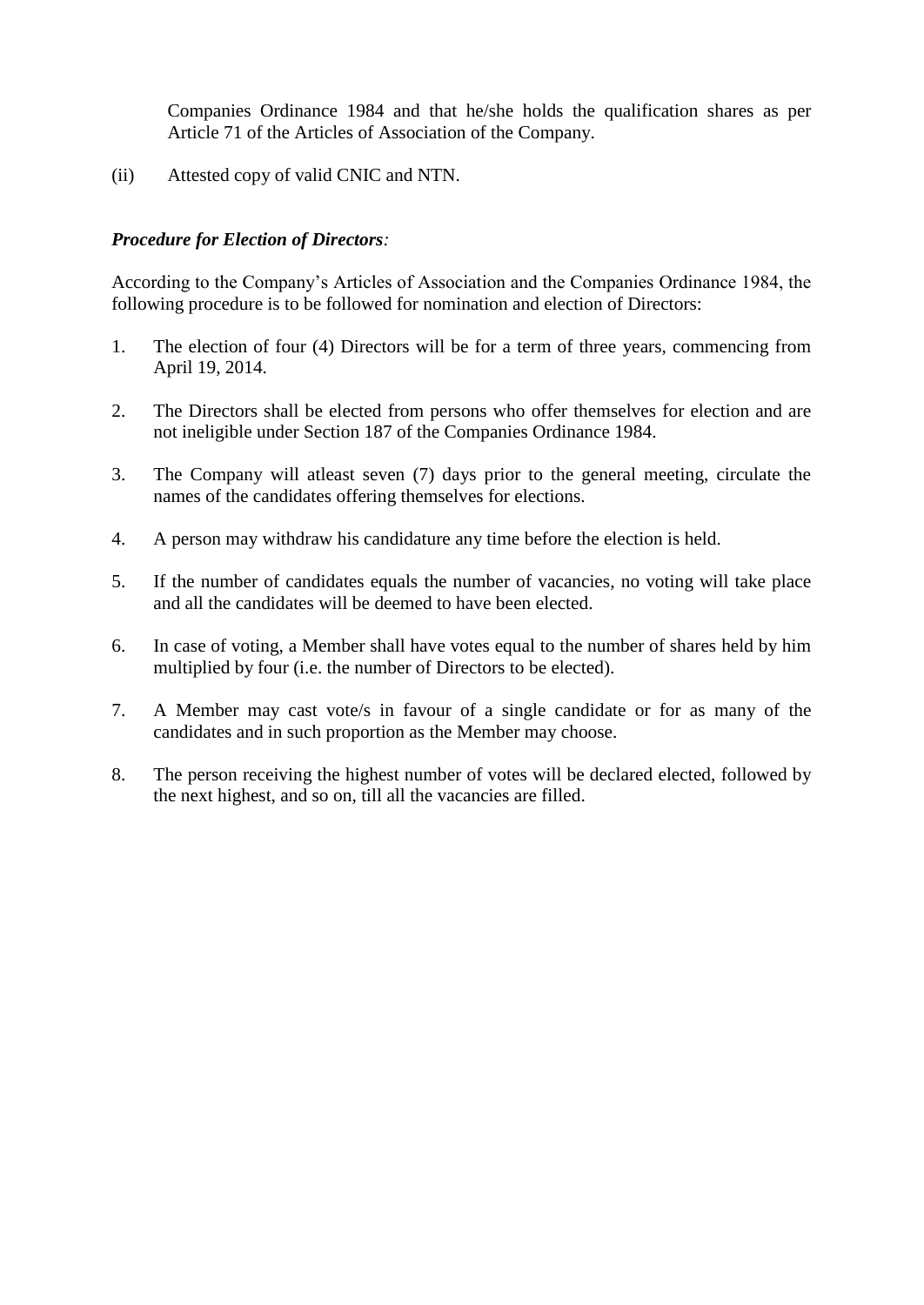Companies Ordinance 1984 and that he/she holds the qualification shares as per Article 71 of the Articles of Association of the Company.

(ii) Attested copy of valid CNIC and NTN.

***Procedure for Election of Directors**:*

According to the Company's Articles of Association and the Companies Ordinance 1984, the following procedure is to be followed for nomination and election of Directors:

1. The election of four (4) Directors will be for a term of three years, commencing from April 19, 2014.

2. The Directors shall be elected from persons who offer themselves for election and are not ineligible under Section 187 of the Companies Ordinance 1984.

3. The Company will atleast seven (7) days prior to the general meeting, circulate the names of the candidates offering themselves for elections.

4. A person may withdraw his candidature any time before the election is held.

5. If the number of candidates equals the number of vacancies, no voting will take place and all the candidates will be deemed to have been elected.

6. In case of voting, a Member shall have votes equal to the number of shares held by him multiplied by four (i.e. the number of Directors to be elected).

7. A Member may cast vote/s in favour of a single candidate or for as many of the candidates and in such proportion as the Member may choose.

8. The person receiving the highest number of votes will be declared elected, followed by the next highest, and so on, till all the vacancies are filled.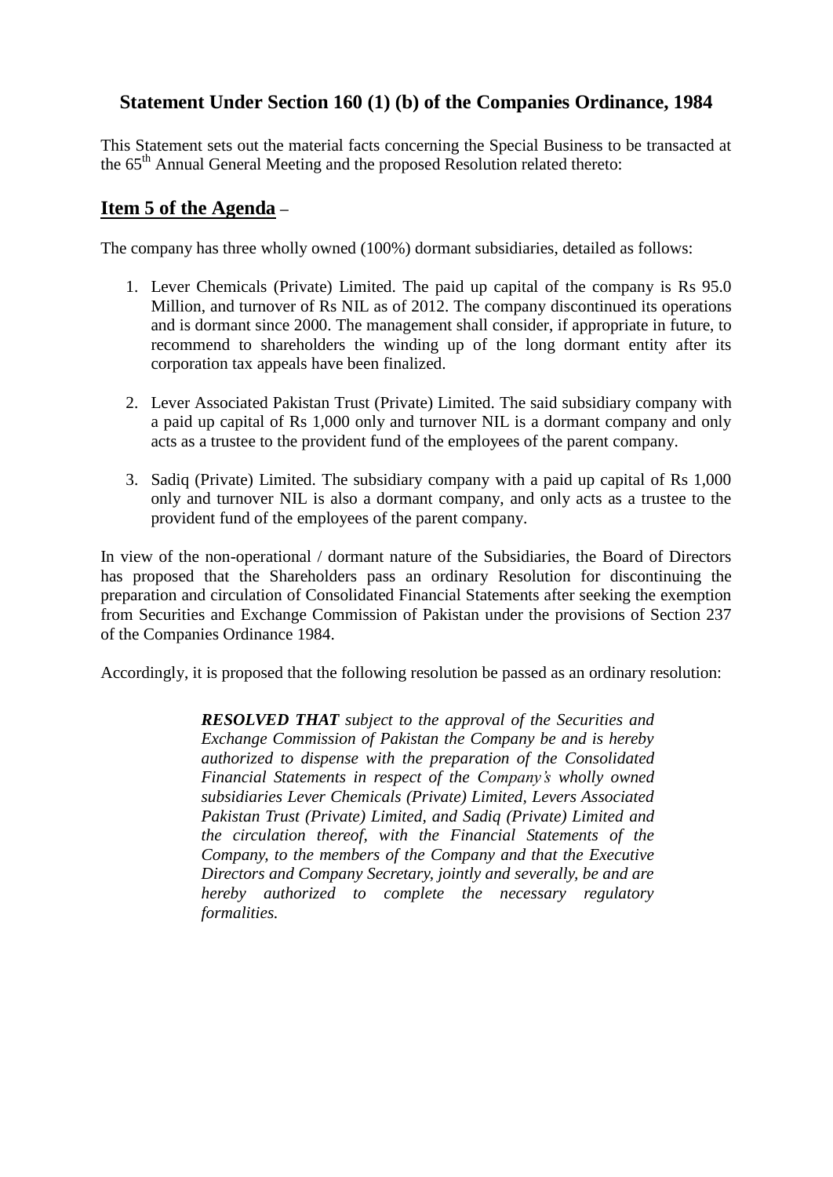## Statement Under Section 160 (1) (b) of the Companies Ordinance, 1984

This Statement sets out the material facts concerning the Special Business to be transacted at the 65th Annual General Meeting and the proposed Resolution related thereto:

## Item 5 of the Agenda –

The company has three wholly owned (100%) dormant subsidiaries, detailed as follows:

1. Lever Chemicals (Private) Limited. The paid up capital of the company is Rs 95.0 Million, and turnover of Rs NIL as of 2012. The company discontinued its operations and is dormant since 2000. The management shall consider, if appropriate in future, to recommend to shareholders the winding up of the long dormant entity after its corporation tax appeals have been finalized.

2. Lever Associated Pakistan Trust (Private) Limited. The said subsidiary company with a paid up capital of Rs 1,000 only and turnover NIL is a dormant company and only acts as a trustee to the provident fund of the employees of the parent company.

3. Sadiq (Private) Limited. The subsidiary company with a paid up capital of Rs 1,000 only and turnover NIL is also a dormant company, and only acts as a trustee to the provident fund of the employees of the parent company.

In view of the non-operational / dormant nature of the Subsidiaries, the Board of Directors has proposed that the Shareholders pass an ordinary Resolution for discontinuing the preparation and circulation of Consolidated Financial Statements after seeking the exemption from Securities and Exchange Commission of Pakistan under the provisions of Section 237 of the Companies Ordinance 1984.

Accordingly, it is proposed that the following resolution be passed as an ordinary resolution:

> ***RESOLVED THAT*** *subject to the approval of the Securities and Exchange Commission of Pakistan the Company be and is hereby authorized to dispense with the preparation of the Consolidated Financial Statements in respect of the Company's wholly owned subsidiaries Lever Chemicals (Private) Limited, Levers Associated Pakistan Trust (Private) Limited, and Sadiq (Private) Limited and the circulation thereof, with the Financial Statements of the Company, to the members of the Company and that the Executive Directors and Company Secretary, jointly and severally, be and are hereby authorized to complete the necessary regulatory formalities.*